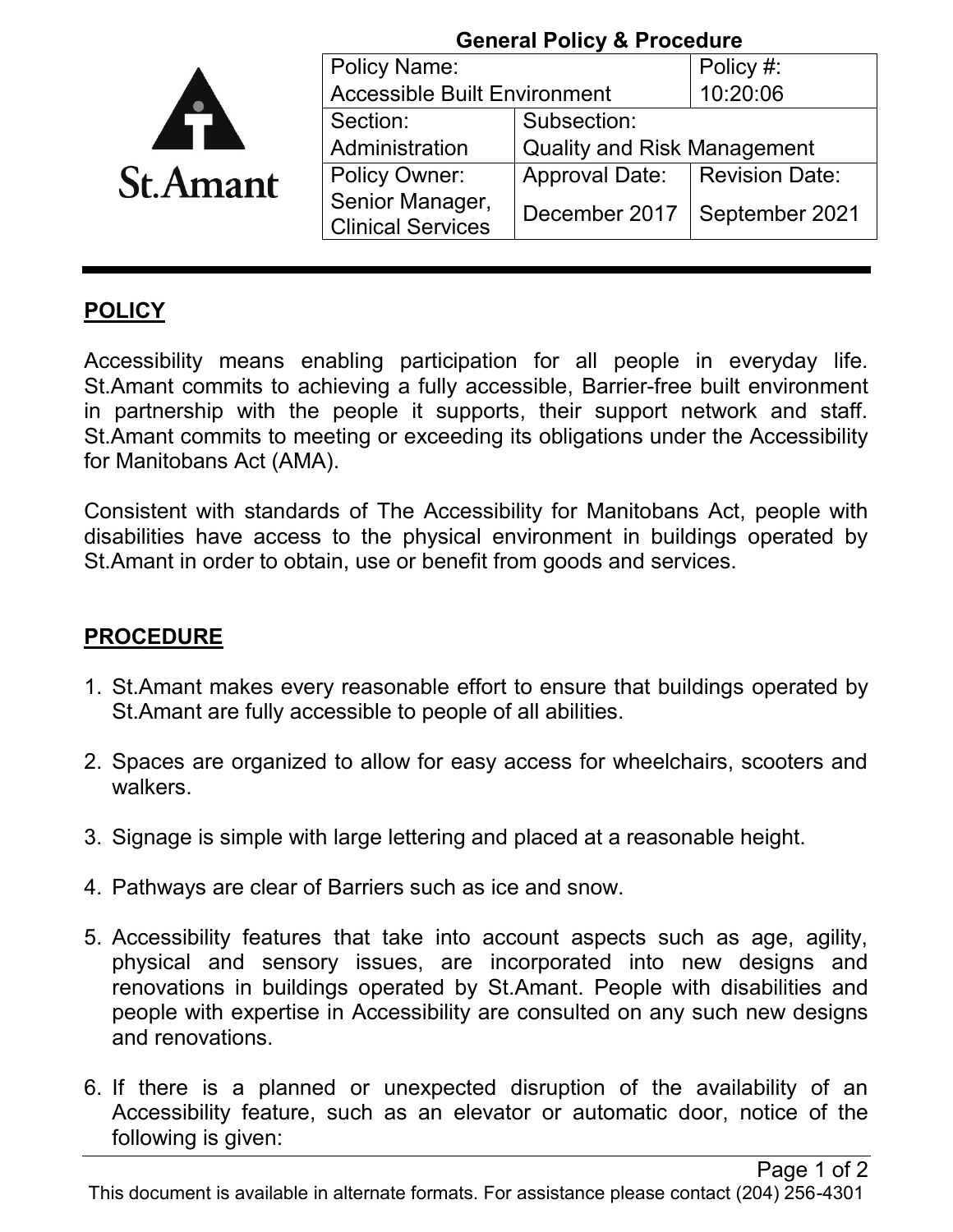**General Policy & Procedure**

| Policy Name: Accessible Built Environment | | Policy #: 10:20:06 |
|---|---|---|
| Section: Administration | Subsection: Quality and Risk Management | |
| Policy Owner: Senior Manager, Clinical Services | Approval Date: December 2017 | Revision Date: September 2021 |

## POLICY

Accessibility means enabling participation for all people in everyday life. St.Amant commits to achieving a fully accessible, Barrier-free built environment in partnership with the people it supports, their support network and staff. St.Amant commits to meeting or exceeding its obligations under the Accessibility for Manitobans Act (AMA).

Consistent with standards of The Accessibility for Manitobans Act, people with disabilities have access to the physical environment in buildings operated by St.Amant in order to obtain, use or benefit from goods and services.

## PROCEDURE

1. St.Amant makes every reasonable effort to ensure that buildings operated by St.Amant are fully accessible to people of all abilities.

2. Spaces are organized to allow for easy access for wheelchairs, scooters and walkers.

3. Signage is simple with large lettering and placed at a reasonable height.

4. Pathways are clear of Barriers such as ice and snow.

5. Accessibility features that take into account aspects such as age, agility, physical and sensory issues, are incorporated into new designs and renovations in buildings operated by St.Amant. People with disabilities and people with expertise in Accessibility are consulted on any such new designs and renovations.

6. If there is a planned or unexpected disruption of the availability of an Accessibility feature, such as an elevator or automatic door, notice of the following is given:

This document is available in alternate formats. For assistance please contact (204) 256-4301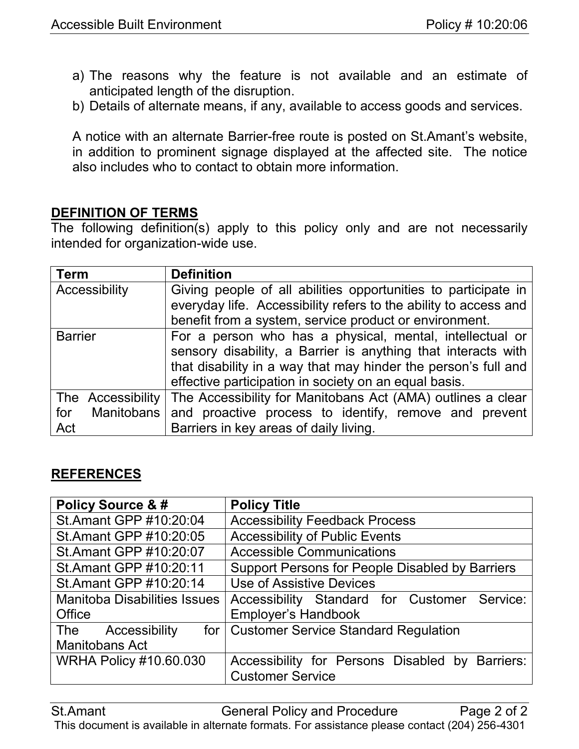a) The reasons why the feature is not available and an estimate of anticipated length of the disruption.
b) Details of alternate means, if any, available to access goods and services.

A notice with an alternate Barrier-free route is posted on St.Amant's website, in addition to prominent signage displayed at the affected site. The notice also includes who to contact to obtain more information.

## DEFINITION OF TERMS

The following definition(s) apply to this policy only and are not necessarily intended for organization-wide use.

| Term | Definition |
|---|---|
| Accessibility | Giving people of all abilities opportunities to participate in everyday life. Accessibility refers to the ability to access and benefit from a system, service product or environment. |
| Barrier | For a person who has a physical, mental, intellectual or sensory disability, a Barrier is anything that interacts with that disability in a way that may hinder the person's full and effective participation in society on an equal basis. |
| The Accessibility for Manitobans Act | The Accessibility for Manitobans Act (AMA) outlines a clear and proactive process to identify, remove and prevent Barriers in key areas of daily living. |

## REFERENCES

| Policy Source & # | Policy Title |
|---|---|
| St.Amant GPP #10:20:04 | Accessibility Feedback Process |
| St.Amant GPP #10:20:05 | Accessibility of Public Events |
| St.Amant GPP #10:20:07 | Accessible Communications |
| St.Amant GPP #10:20:11 | Support Persons for People Disabled by Barriers |
| St.Amant GPP #10:20:14 | Use of Assistive Devices |
| Manitoba Disabilities Issues Office | Accessibility Standard for Customer Service: Employer's Handbook |
| The Accessibility for Manitobans Act | Customer Service Standard Regulation |
| WRHA Policy #10.60.030 | Accessibility for Persons Disabled by Barriers: Customer Service |

This document is available in alternate formats. For assistance please contact (204) 256-4301